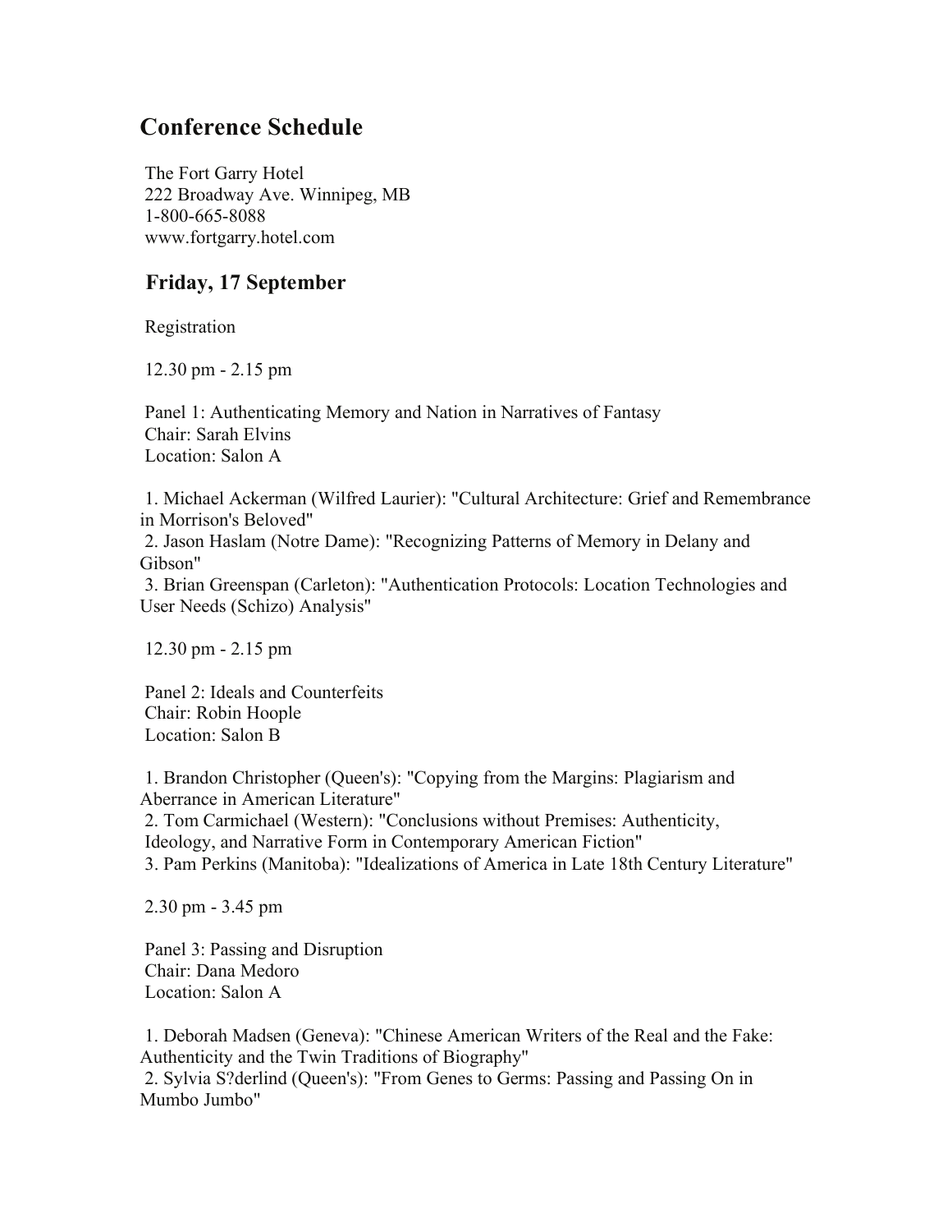# Conference Schedule

The Fort Garry Hotel
222 Broadway Ave. Winnipeg, MB
1-800-665-8088
www.fortgarry.hotel.com

## Friday, 17 September

Registration

12.30 pm - 2.15 pm

Panel 1: Authenticating Memory and Nation in Narratives of Fantasy
Chair: Sarah Elvins
Location: Salon A

1. Michael Ackerman (Wilfred Laurier): "Cultural Architecture: Grief and Remembrance in Morrison's Beloved"
2. Jason Haslam (Notre Dame): "Recognizing Patterns of Memory in Delany and Gibson"
3. Brian Greenspan (Carleton): "Authentication Protocols: Location Technologies and User Needs (Schizo) Analysis"

12.30 pm - 2.15 pm

Panel 2: Ideals and Counterfeits
Chair: Robin Hoople
Location: Salon B

1. Brandon Christopher (Queen's): "Copying from the Margins: Plagiarism and Aberrance in American Literature"
2. Tom Carmichael (Western): "Conclusions without Premises: Authenticity, Ideology, and Narrative Form in Contemporary American Fiction"
3. Pam Perkins (Manitoba): "Idealizations of America in Late 18th Century Literature"

2.30 pm - 3.45 pm

Panel 3: Passing and Disruption
Chair: Dana Medoro
Location: Salon A

1. Deborah Madsen (Geneva): "Chinese American Writers of the Real and the Fake: Authenticity and the Twin Traditions of Biography"
2. Sylvia S?derlind (Queen's): "From Genes to Germs: Passing and Passing On in Mumbo Jumbo"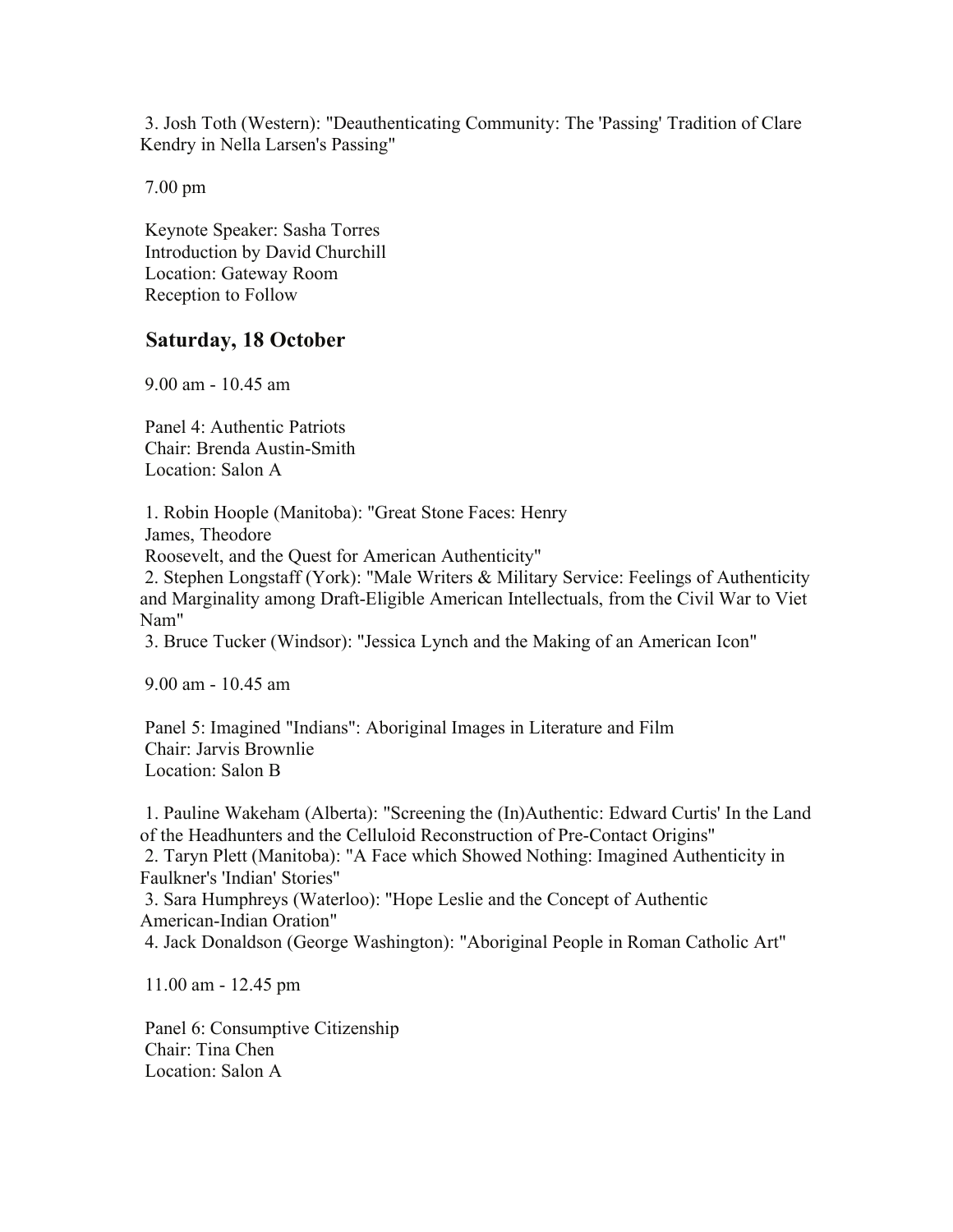3. Josh Toth (Western): "Deauthenticating Community: The 'Passing' Tradition of Clare Kendry in Nella Larsen's Passing"

7.00 pm

Keynote Speaker: Sasha Torres
Introduction by David Churchill
Location: Gateway Room
Reception to Follow

## Saturday, 18 October

9.00 am - 10.45 am

Panel 4: Authentic Patriots
Chair: Brenda Austin-Smith
Location: Salon A

1. Robin Hoople (Manitoba): "Great Stone Faces: Henry James, Theodore Roosevelt, and the Quest for American Authenticity"
2. Stephen Longstaff (York): "Male Writers & Military Service: Feelings of Authenticity and Marginality among Draft-Eligible American Intellectuals, from the Civil War to Viet Nam"
3. Bruce Tucker (Windsor): "Jessica Lynch and the Making of an American Icon"

9.00 am - 10.45 am

Panel 5: Imagined "Indians": Aboriginal Images in Literature and Film
Chair: Jarvis Brownlie
Location: Salon B

1. Pauline Wakeham (Alberta): "Screening the (In)Authentic: Edward Curtis' In the Land of the Headhunters and the Celluloid Reconstruction of Pre-Contact Origins"
2. Taryn Plett (Manitoba): "A Face which Showed Nothing: Imagined Authenticity in Faulkner's 'Indian' Stories"
3. Sara Humphreys (Waterloo): "Hope Leslie and the Concept of Authentic American-Indian Oration"
4. Jack Donaldson (George Washington): "Aboriginal People in Roman Catholic Art"

11.00 am - 12.45 pm

Panel 6: Consumptive Citizenship
Chair: Tina Chen
Location: Salon A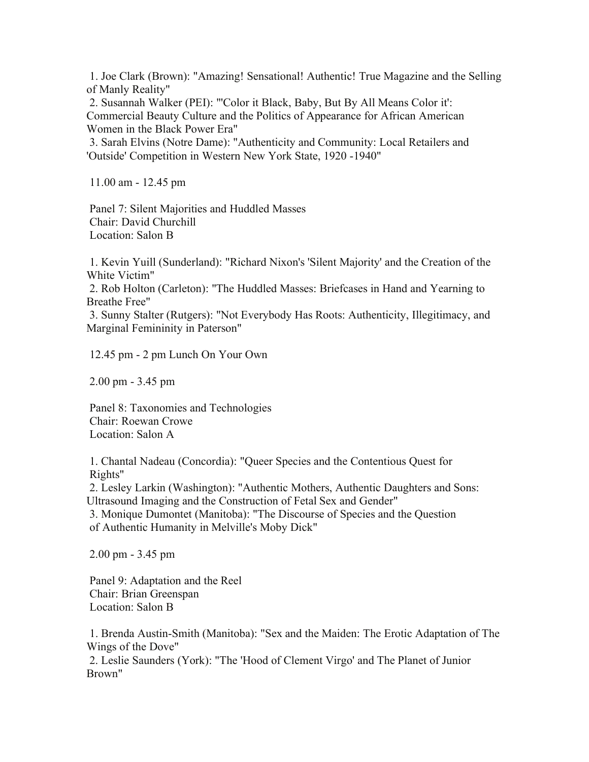1. Joe Clark (Brown): "Amazing! Sensational! Authentic! True Magazine and the Selling of Manly Reality"
2. Susannah Walker (PEI): "'Color it Black, Baby, But By All Means Color it': Commercial Beauty Culture and the Politics of Appearance for African American Women in the Black Power Era"
3. Sarah Elvins (Notre Dame): "Authenticity and Community: Local Retailers and 'Outside' Competition in Western New York State, 1920 -1940"

11.00 am - 12.45 pm

Panel 7: Silent Majorities and Huddled Masses
Chair: David Churchill
Location: Salon B

1. Kevin Yuill (Sunderland): "Richard Nixon's 'Silent Majority' and the Creation of the White Victim"
2. Rob Holton (Carleton): "The Huddled Masses: Briefcases in Hand and Yearning to Breathe Free"
3. Sunny Stalter (Rutgers): "Not Everybody Has Roots: Authenticity, Illegitimacy, and Marginal Femininity in Paterson"

12.45 pm - 2 pm Lunch On Your Own

2.00 pm - 3.45 pm

Panel 8: Taxonomies and Technologies
Chair: Roewan Crowe
Location: Salon A

1. Chantal Nadeau (Concordia): "Queer Species and the Contentious Quest for Rights"
2. Lesley Larkin (Washington): "Authentic Mothers, Authentic Daughters and Sons: Ultrasound Imaging and the Construction of Fetal Sex and Gender"
3. Monique Dumontet (Manitoba): "The Discourse of Species and the Question of Authentic Humanity in Melville's Moby Dick"

2.00 pm - 3.45 pm

Panel 9: Adaptation and the Reel
Chair: Brian Greenspan
Location: Salon B

1. Brenda Austin-Smith (Manitoba): "Sex and the Maiden: The Erotic Adaptation of The Wings of the Dove"
2. Leslie Saunders (York): "The 'Hood of Clement Virgo' and The Planet of Junior Brown"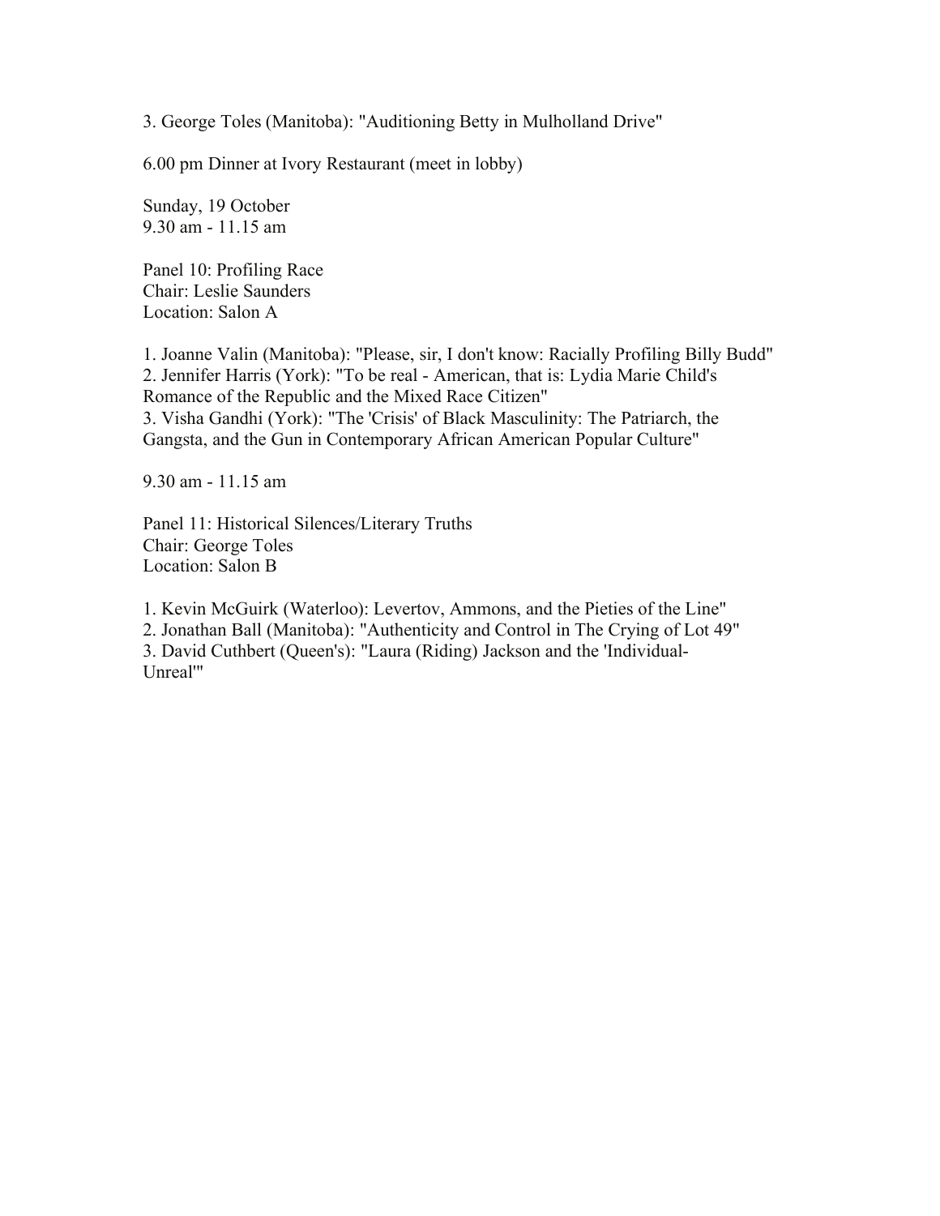3. George Toles (Manitoba): "Auditioning Betty in Mulholland Drive"

6.00 pm Dinner at Ivory Restaurant (meet in lobby)

Sunday, 19 October
9.30 am - 11.15 am

Panel 10: Profiling Race
Chair: Leslie Saunders
Location: Salon A

1. Joanne Valin (Manitoba): "Please, sir, I don't know: Racially Profiling Billy Budd"
2. Jennifer Harris (York): "To be real - American, that is: Lydia Marie Child's Romance of the Republic and the Mixed Race Citizen"
3. Visha Gandhi (York): "The 'Crisis' of Black Masculinity: The Patriarch, the Gangsta, and the Gun in Contemporary African American Popular Culture"

9.30 am - 11.15 am

Panel 11: Historical Silences/Literary Truths
Chair: George Toles
Location: Salon B

1. Kevin McGuirk (Waterloo): Levertov, Ammons, and the Pieties of the Line"
2. Jonathan Ball (Manitoba): "Authenticity and Control in The Crying of Lot 49"
3. David Cuthbert (Queen's): "Laura (Riding) Jackson and the 'Individual-Unreal'"